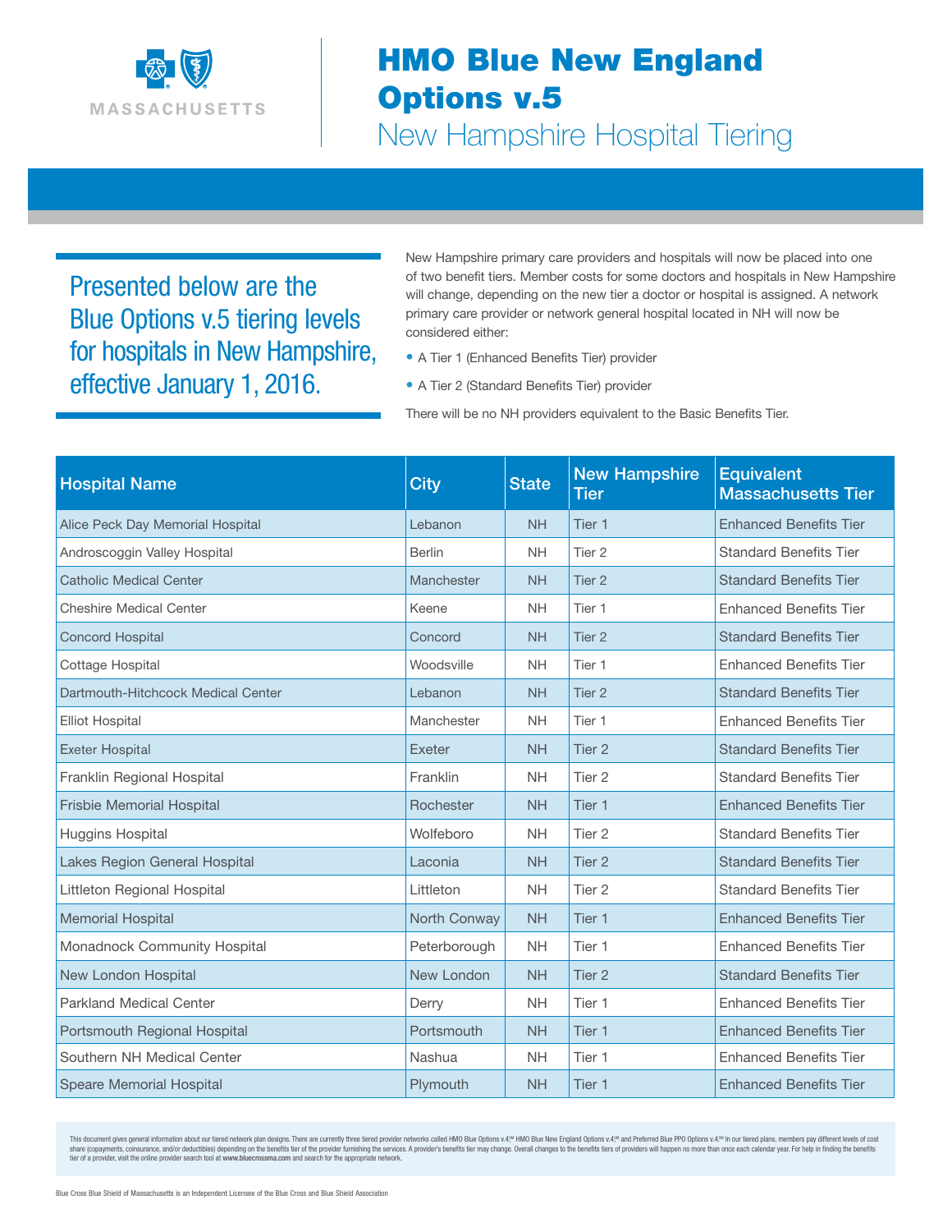MASSACHUSETTS

# HMO Blue New England Options v.5

## New Hampshire Hospital Tiering

Presented below are the Blue Options v.5 tiering levels for hospitals in New Hampshire, effective January 1, 2016.

New Hampshire primary care providers and hospitals will now be placed into one of two benefit tiers. Member costs for some doctors and hospitals in New Hampshire will change, depending on the new tier a doctor or hospital is assigned. A network primary care provider or network general hospital located in NH will now be considered either:

- A Tier 1 (Enhanced Benefits Tier) provider
- A Tier 2 (Standard Benefits Tier) provider

There will be no NH providers equivalent to the Basic Benefits Tier.

| Hospital Name | City | State | New Hampshire Tier | Equivalent Massachusetts Tier |
|---|---|---|---|---|
| Alice Peck Day Memorial Hospital | Lebanon | NH | Tier 1 | Enhanced Benefits Tier |
| Androscoggin Valley Hospital | Berlin | NH | Tier 2 | Standard Benefits Tier |
| Catholic Medical Center | Manchester | NH | Tier 2 | Standard Benefits Tier |
| Cheshire Medical Center | Keene | NH | Tier 1 | Enhanced Benefits Tier |
| Concord Hospital | Concord | NH | Tier 2 | Standard Benefits Tier |
| Cottage Hospital | Woodsville | NH | Tier 1 | Enhanced Benefits Tier |
| Dartmouth-Hitchcock Medical Center | Lebanon | NH | Tier 2 | Standard Benefits Tier |
| Elliot Hospital | Manchester | NH | Tier 1 | Enhanced Benefits Tier |
| Exeter Hospital | Exeter | NH | Tier 2 | Standard Benefits Tier |
| Franklin Regional Hospital | Franklin | NH | Tier 2 | Standard Benefits Tier |
| Frisbie Memorial Hospital | Rochester | NH | Tier 1 | Enhanced Benefits Tier |
| Huggins Hospital | Wolfeboro | NH | Tier 2 | Standard Benefits Tier |
| Lakes Region General Hospital | Laconia | NH | Tier 2 | Standard Benefits Tier |
| Littleton Regional Hospital | Littleton | NH | Tier 2 | Standard Benefits Tier |
| Memorial Hospital | North Conway | NH | Tier 1 | Enhanced Benefits Tier |
| Monadnock Community Hospital | Peterborough | NH | Tier 1 | Enhanced Benefits Tier |
| New London Hospital | New London | NH | Tier 2 | Standard Benefits Tier |
| Parkland Medical Center | Derry | NH | Tier 1 | Enhanced Benefits Tier |
| Portsmouth Regional Hospital | Portsmouth | NH | Tier 1 | Enhanced Benefits Tier |
| Southern NH Medical Center | Nashua | NH | Tier 1 | Enhanced Benefits Tier |
| Speare Memorial Hospital | Plymouth | NH | Tier 1 | Enhanced Benefits Tier |

This document gives general information about our tiered network plan designs. There are currently three tiered provider networks called HMO Blue Options v.4,SM HMO Blue New England Options v.4,SM and Preferred Blue PPO Options v.4.SM In our tiered plans, members pay different levels of cost share (copayments, coinsurance, and/or deductibles) depending on the benefits tier of the provider furnishing the services. A provider's benefits tier may change. Overall changes to the benefits tiers of providers will happen no more than once each calendar year. For help in finding the benefits tier of a provider, visit the online provider search tool at **www.bluecrossma.com** and search for the appropriate network.

Blue Cross Blue Shield of Massachusetts is an Independent Licensee of the Blue Cross and Blue Shield Association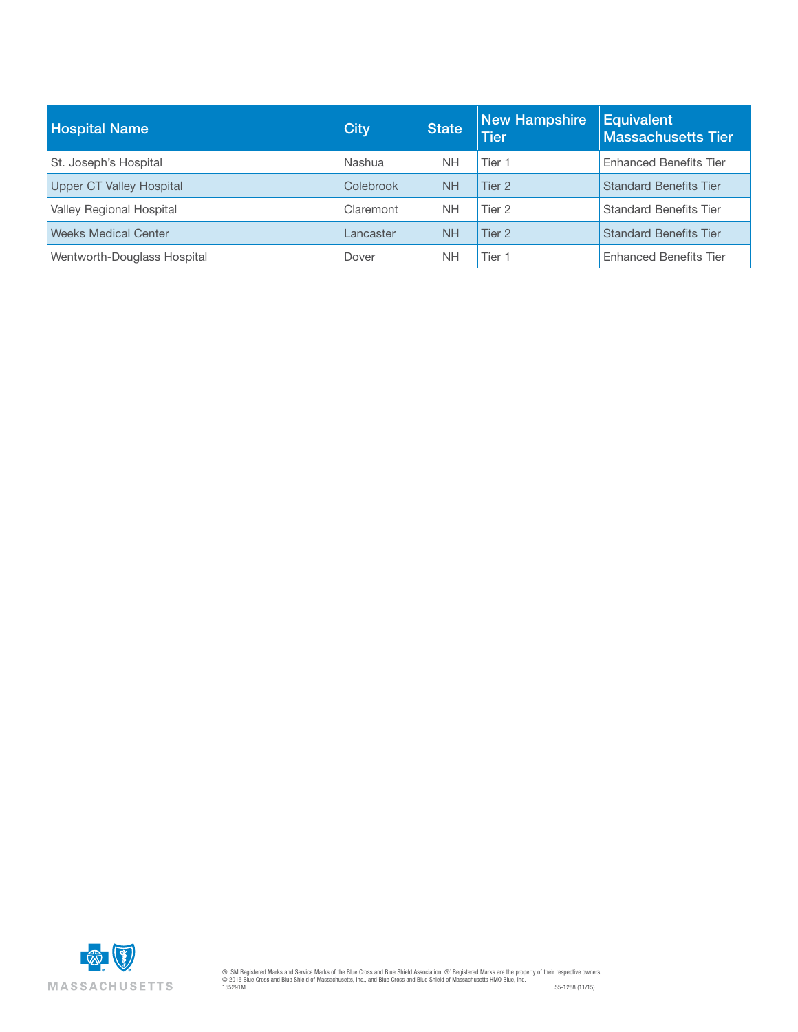| Hospital Name | City | State | New Hampshire Tier | Equivalent Massachusetts Tier |
|---|---|---|---|---|
| St. Joseph's Hospital | Nashua | NH | Tier 1 | Enhanced Benefits Tier |
| Upper CT Valley Hospital | Colebrook | NH | Tier 2 | Standard Benefits Tier |
| Valley Regional Hospital | Claremont | NH | Tier 2 | Standard Benefits Tier |
| Weeks Medical Center | Lancaster | NH | Tier 2 | Standard Benefits Tier |
| Wentworth-Douglass Hospital | Dover | NH | Tier 1 | Enhanced Benefits Tier |

MASSACHUSETTS

®, SM Registered Marks and Service Marks of the Blue Cross and Blue Shield Association. ®´ Registered Marks are the property of their respective owners.
© 2015 Blue Cross and Blue Shield of Massachusetts, Inc., and Blue Cross and Blue Shield of Massachusetts HMO Blue, Inc.
155291M 55-1288 (11/15)